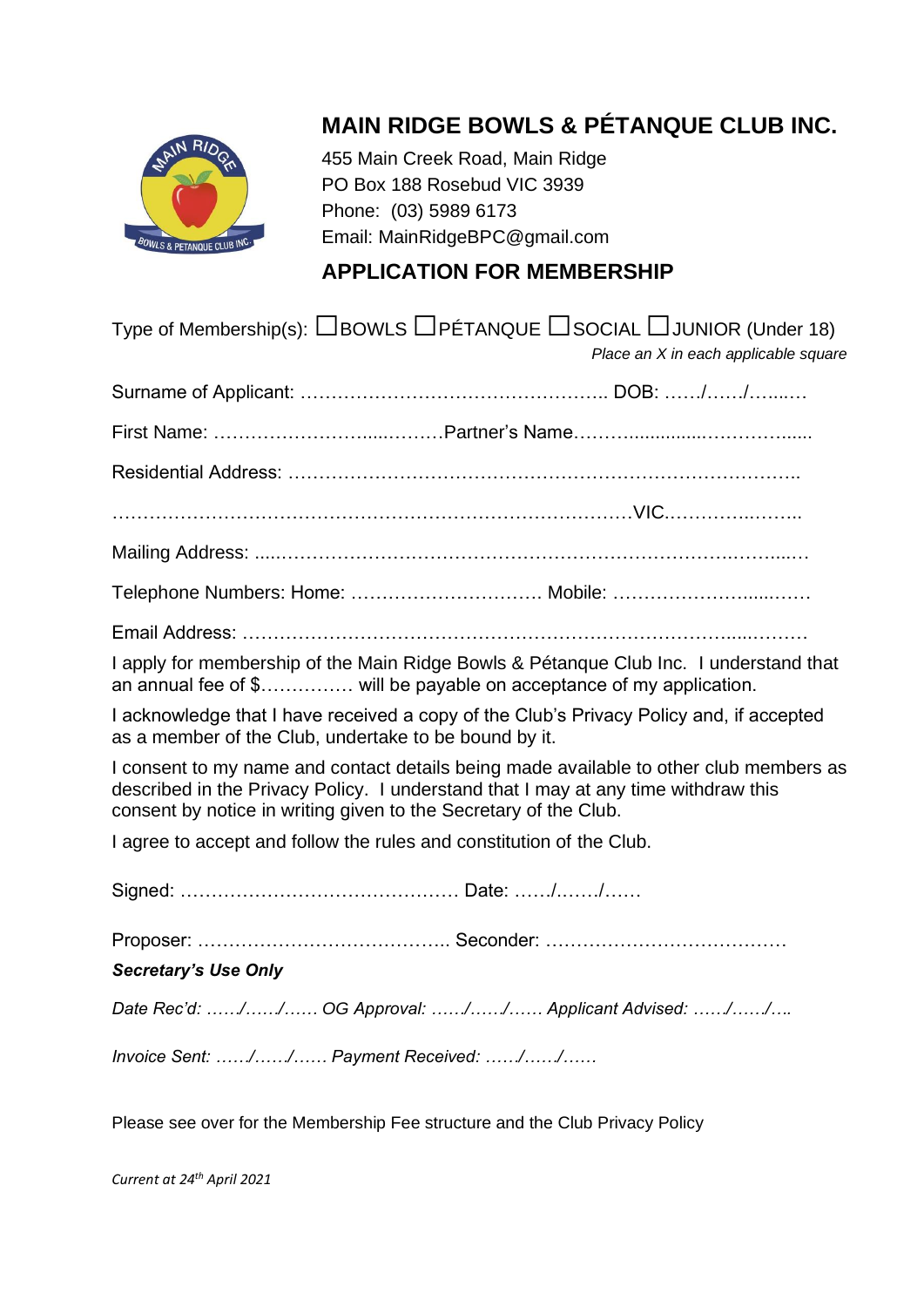# MAIN RIDGE BOWLS & PÉTANQUE CLUB INC.

455 Main Creek Road, Main Ridge
PO Box 188 Rosebud VIC 3939
Phone: (03) 5989 6173
Email: MainRidgeBPC@gmail.com

## APPLICATION FOR MEMBERSHIP

Type of Membership(s): ☐BOWLS ☐PÉTANQUE ☐SOCIAL ☐JUNIOR (Under 18)

*Place an X in each applicable square*

Surname of Applicant: ………………………………………….. DOB: ……/……/…...…

First Name: …………………….....………Partner's Name……….............………….....

Residential Address: …………………………………………………………………………..

……………………………………………………………………………VIC.………..……..

Mailing Address: .....………………….……………………………………………….……...…

Telephone Numbers: Home: …………………………. Mobile: ……………………....……

Email Address: …………………………………………………………………….....………

I apply for membership of the Main Ridge Bowls & Pétanque Club Inc. I understand that an annual fee of $………….. will be payable on acceptance of my application.

I acknowledge that I have received a copy of the Club's Privacy Policy and, if accepted as a member of the Club, undertake to be bound by it.

I consent to my name and contact details being made available to other club members as described in the Privacy Policy. I understand that I may at any time withdraw this consent by notice in writing given to the Secretary of the Club.

I agree to accept and follow the rules and constitution of the Club.

Signed: ……………………………………… Date: ……/.……/……

Proposer: ………………………………….. Seconder: …………………………………

***Secretary's Use Only***

*Date Rec'd: ……/……/…… OG Approval: ……/……/…… Applicant Advised: ……/……/….*

*Invoice Sent: ……/……/…… Payment Received: ……/……/……*

Please see over for the Membership Fee structure and the Club Privacy Policy

*Current at 24th April 2021*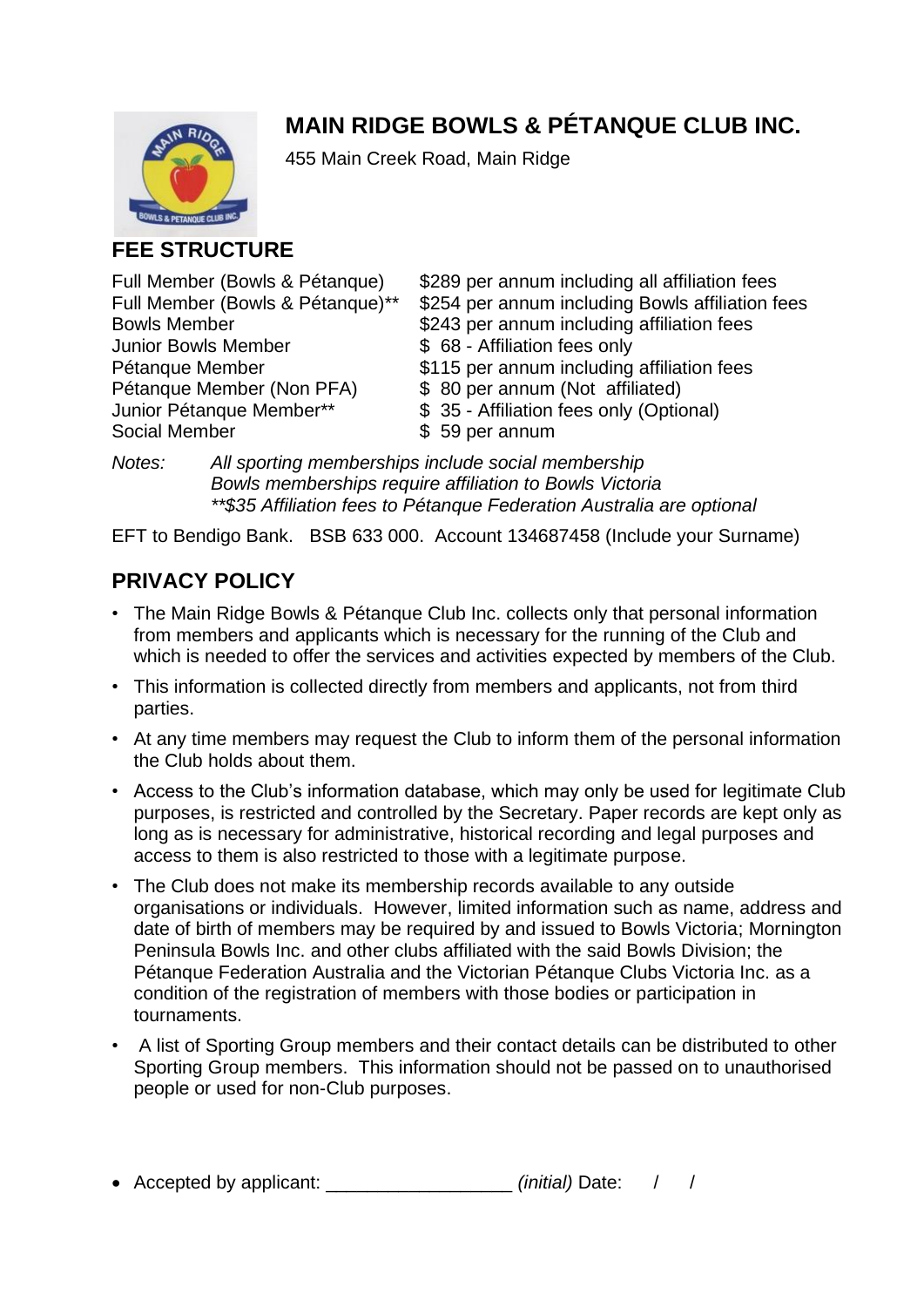# MAIN RIDGE BOWLS & PÉTANQUE CLUB INC.

455 Main Creek Road, Main Ridge

## FEE STRUCTURE

| | |
|---|---|
| Full Member (Bowls & Pétanque) | $289 per annum including all affiliation fees |
| Full Member (Bowls & Pétanque)** | $254 per annum including Bowls affiliation fees |
| Bowls Member | $243 per annum including affiliation fees |
| Junior Bowls Member | $ 68 - Affiliation fees only |
| Pétanque Member | $115 per annum including affiliation fees |
| Pétanque Member (Non PFA) | $ 80 per annum (Not affiliated) |
| Junior Pétanque Member** | $ 35 - Affiliation fees only (Optional) |
| Social Member | $ 59 per annum |

*Notes:* *All sporting memberships include social membership*
*Bowls memberships require affiliation to Bowls Victoria*
*\*\*$35 Affiliation fees to Pétanque Federation Australia are optional*

EFT to Bendigo Bank. BSB 633 000. Account 134687458 (Include your Surname)

## PRIVACY POLICY

- The Main Ridge Bowls & Pétanque Club Inc. collects only that personal information from members and applicants which is necessary for the running of the Club and which is needed to offer the services and activities expected by members of the Club.
- This information is collected directly from members and applicants, not from third parties.
- At any time members may request the Club to inform them of the personal information the Club holds about them.
- Access to the Club's information database, which may only be used for legitimate Club purposes, is restricted and controlled by the Secretary. Paper records are kept only as long as is necessary for administrative, historical recording and legal purposes and access to them is also restricted to those with a legitimate purpose.
- The Club does not make its membership records available to any outside organisations or individuals. However, limited information such as name, address and date of birth of members may be required by and issued to Bowls Victoria; Mornington Peninsula Bowls Inc. and other clubs affiliated with the said Bowls Division; the Pétanque Federation Australia and the Victorian Pétanque Clubs Victoria Inc. as a condition of the registration of members with those bodies or participation in tournaments.
- A list of Sporting Group members and their contact details can be distributed to other Sporting Group members. This information should not be passed on to unauthorised people or used for non-Club purposes.

- Accepted by applicant: _________________ *(initial)* Date: / /